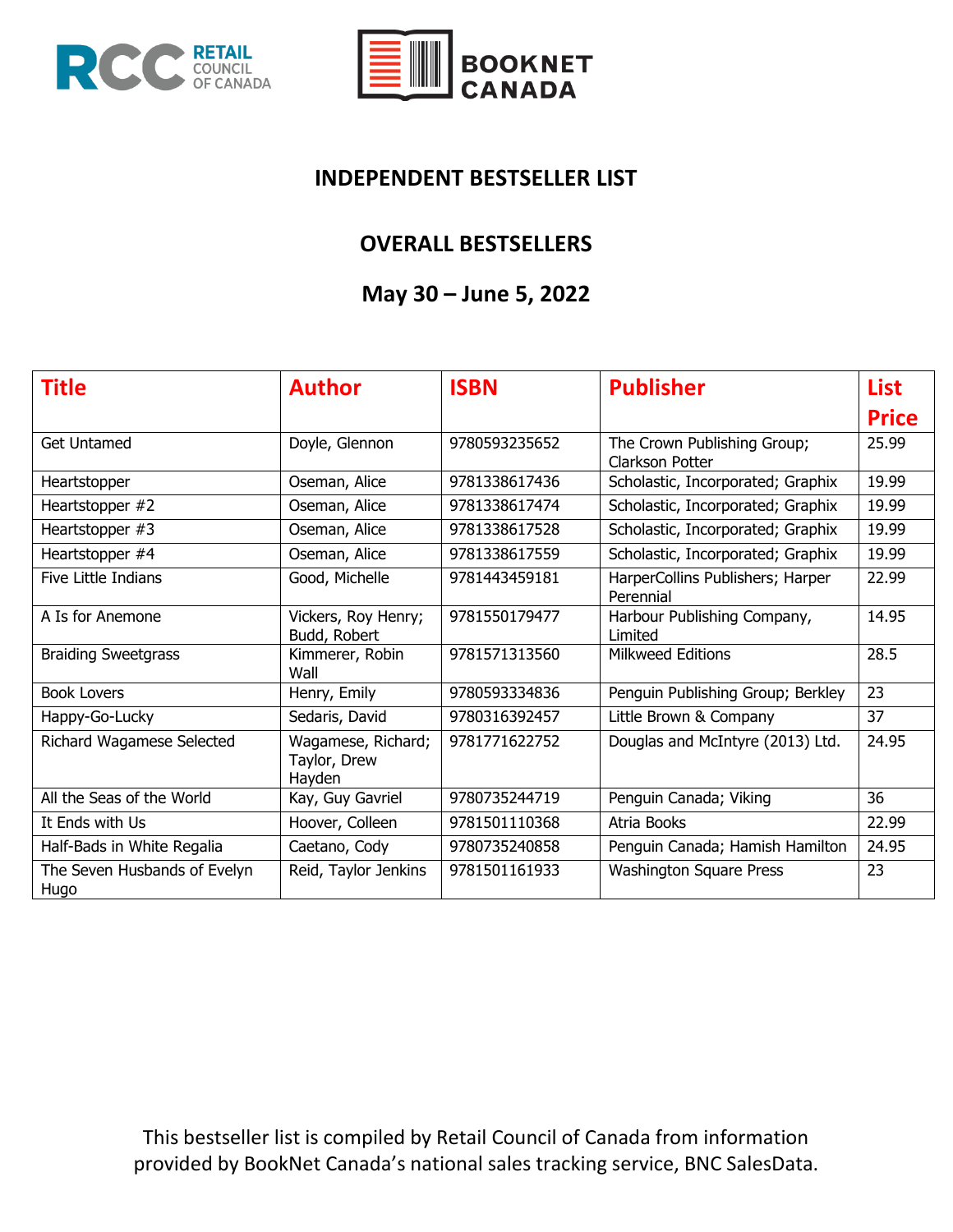# INDEPENDENT BESTSELLER LIST

## OVERALL BESTSELLERS

## May 30 – June 5, 2022

| Title | Author | ISBN | Publisher | List Price |
|---|---|---|---|---|
| Get Untamed | Doyle, Glennon | 9780593235652 | The Crown Publishing Group; Clarkson Potter | 25.99 |
| Heartstopper | Oseman, Alice | 9781338617436 | Scholastic, Incorporated; Graphix | 19.99 |
| Heartstopper #2 | Oseman, Alice | 9781338617474 | Scholastic, Incorporated; Graphix | 19.99 |
| Heartstopper #3 | Oseman, Alice | 9781338617528 | Scholastic, Incorporated; Graphix | 19.99 |
| Heartstopper #4 | Oseman, Alice | 9781338617559 | Scholastic, Incorporated; Graphix | 19.99 |
| Five Little Indians | Good, Michelle | 9781443459181 | HarperCollins Publishers; Harper Perennial | 22.99 |
| A Is for Anemone | Vickers, Roy Henry; Budd, Robert | 9781550179477 | Harbour Publishing Company, Limited | 14.95 |
| Braiding Sweetgrass | Kimmerer, Robin Wall | 9781571313560 | Milkweed Editions | 28.5 |
| Book Lovers | Henry, Emily | 9780593334836 | Penguin Publishing Group; Berkley | 23 |
| Happy-Go-Lucky | Sedaris, David | 9780316392457 | Little Brown & Company | 37 |
| Richard Wagamese Selected | Wagamese, Richard; Taylor, Drew Hayden | 9781771622752 | Douglas and McIntyre (2013) Ltd. | 24.95 |
| All the Seas of the World | Kay, Guy Gavriel | 9780735244719 | Penguin Canada; Viking | 36 |
| It Ends with Us | Hoover, Colleen | 9781501110368 | Atria Books | 22.99 |
| Half-Bads in White Regalia | Caetano, Cody | 9780735240858 | Penguin Canada; Hamish Hamilton | 24.95 |
| The Seven Husbands of Evelyn Hugo | Reid, Taylor Jenkins | 9781501161933 | Washington Square Press | 23 |

This bestseller list is compiled by Retail Council of Canada from information provided by BookNet Canada's national sales tracking service, BNC SalesData.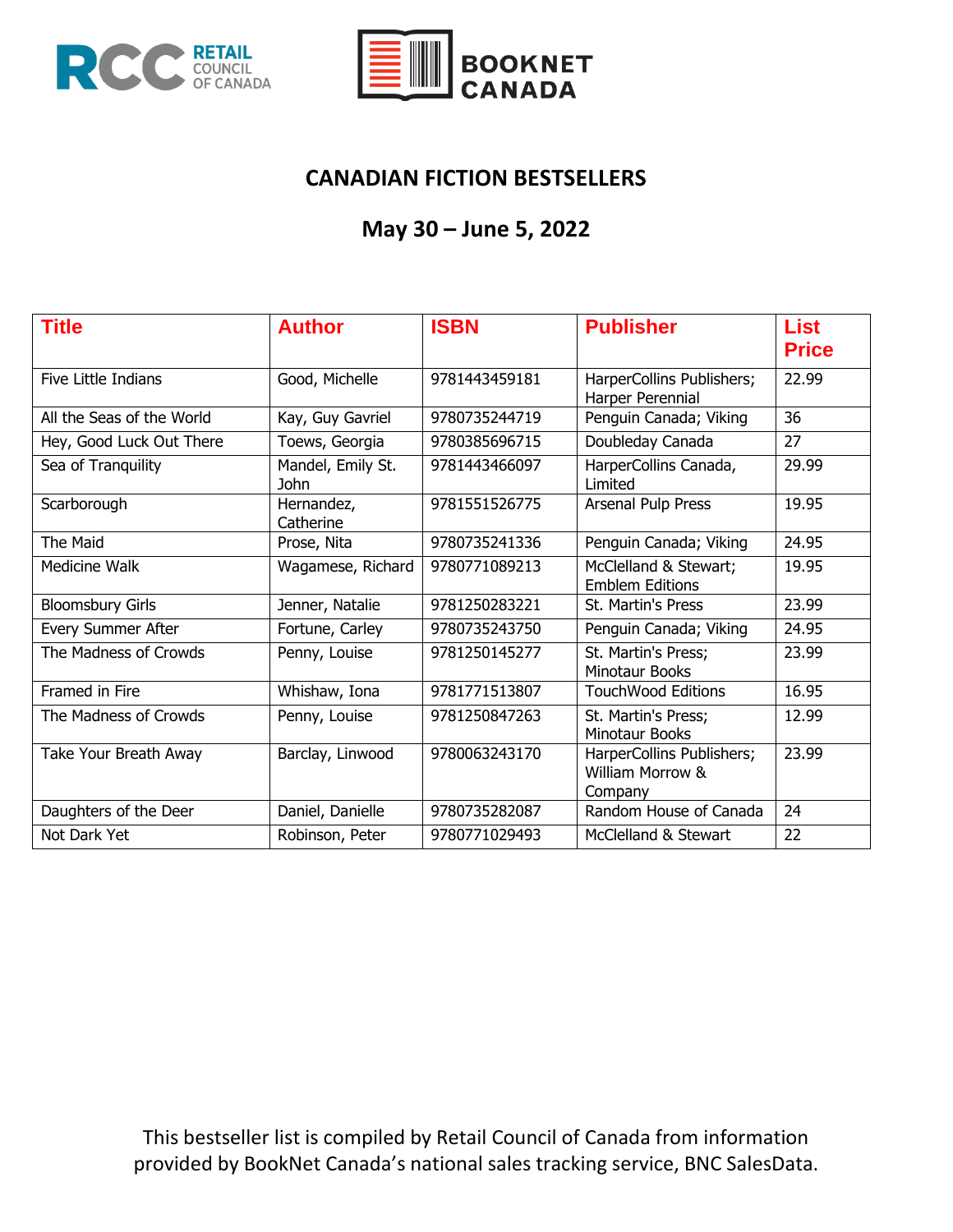## CANADIAN FICTION BESTSELLERS

## May 30 – June 5, 2022

| Title | Author | ISBN | Publisher | List Price |
|---|---|---|---|---|
| Five Little Indians | Good, Michelle | 9781443459181 | HarperCollins Publishers; Harper Perennial | 22.99 |
| All the Seas of the World | Kay, Guy Gavriel | 9780735244719 | Penguin Canada; Viking | 36 |
| Hey, Good Luck Out There | Toews, Georgia | 9780385696715 | Doubleday Canada | 27 |
| Sea of Tranquility | Mandel, Emily St. John | 9781443466097 | HarperCollins Canada, Limited | 29.99 |
| Scarborough | Hernandez, Catherine | 9781551526775 | Arsenal Pulp Press | 19.95 |
| The Maid | Prose, Nita | 9780735241336 | Penguin Canada; Viking | 24.95 |
| Medicine Walk | Wagamese, Richard | 9780771089213 | McClelland & Stewart; Emblem Editions | 19.95 |
| Bloomsbury Girls | Jenner, Natalie | 9781250283221 | St. Martin's Press | 23.99 |
| Every Summer After | Fortune, Carley | 9780735243750 | Penguin Canada; Viking | 24.95 |
| The Madness of Crowds | Penny, Louise | 9781250145277 | St. Martin's Press; Minotaur Books | 23.99 |
| Framed in Fire | Whishaw, Iona | 9781771513807 | TouchWood Editions | 16.95 |
| The Madness of Crowds | Penny, Louise | 9781250847263 | St. Martin's Press; Minotaur Books | 12.99 |
| Take Your Breath Away | Barclay, Linwood | 9780063243170 | HarperCollins Publishers; William Morrow & Company | 23.99 |
| Daughters of the Deer | Daniel, Danielle | 9780735282087 | Random House of Canada | 24 |
| Not Dark Yet | Robinson, Peter | 9780771029493 | McClelland & Stewart | 22 |

This bestseller list is compiled by Retail Council of Canada from information provided by BookNet Canada's national sales tracking service, BNC SalesData.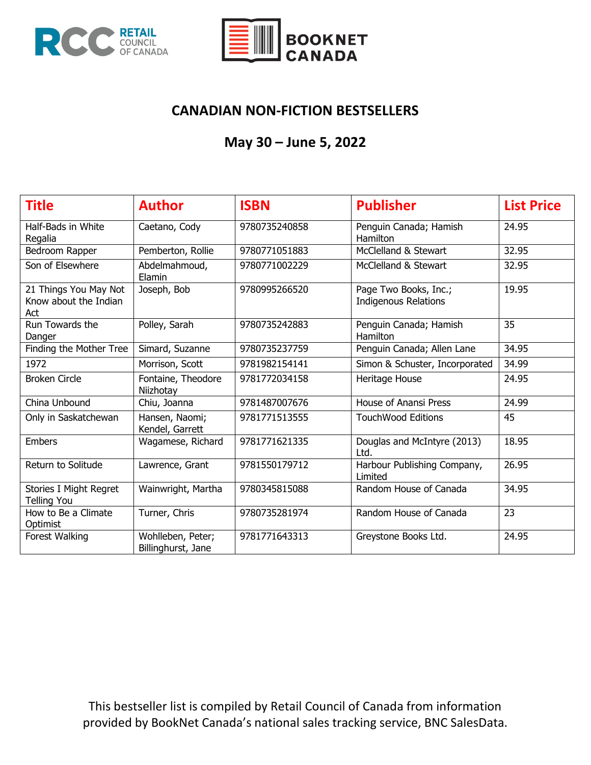## CANADIAN NON-FICTION BESTSELLERS

## May 30 – June 5, 2022

| Title | Author | ISBN | Publisher | List Price |
|---|---|---|---|---|
| Half-Bads in White Regalia | Caetano, Cody | 9780735240858 | Penguin Canada; Hamish Hamilton | 24.95 |
| Bedroom Rapper | Pemberton, Rollie | 9780771051883 | McClelland & Stewart | 32.95 |
| Son of Elsewhere | Abdelmahmoud, Elamin | 9780771002229 | McClelland & Stewart | 32.95 |
| 21 Things You May Not Know about the Indian Act | Joseph, Bob | 9780995266520 | Page Two Books, Inc.; Indigenous Relations | 19.95 |
| Run Towards the Danger | Polley, Sarah | 9780735242883 | Penguin Canada; Hamish Hamilton | 35 |
| Finding the Mother Tree | Simard, Suzanne | 9780735237759 | Penguin Canada; Allen Lane | 34.95 |
| 1972 | Morrison, Scott | 9781982154141 | Simon & Schuster, Incorporated | 34.99 |
| Broken Circle | Fontaine, Theodore Niizhotay | 9781772034158 | Heritage House | 24.95 |
| China Unbound | Chiu, Joanna | 9781487007676 | House of Anansi Press | 24.99 |
| Only in Saskatchewan | Hansen, Naomi; Kendel, Garrett | 9781771513555 | TouchWood Editions | 45 |
| Embers | Wagamese, Richard | 9781771621335 | Douglas and McIntyre (2013) Ltd. | 18.95 |
| Return to Solitude | Lawrence, Grant | 9781550179712 | Harbour Publishing Company, Limited | 26.95 |
| Stories I Might Regret Telling You | Wainwright, Martha | 9780345815088 | Random House of Canada | 34.95 |
| How to Be a Climate Optimist | Turner, Chris | 9780735281974 | Random House of Canada | 23 |
| Forest Walking | Wohlleben, Peter; Billinghurst, Jane | 9781771643313 | Greystone Books Ltd. | 24.95 |

This bestseller list is compiled by Retail Council of Canada from information provided by BookNet Canada's national sales tracking service, BNC SalesData.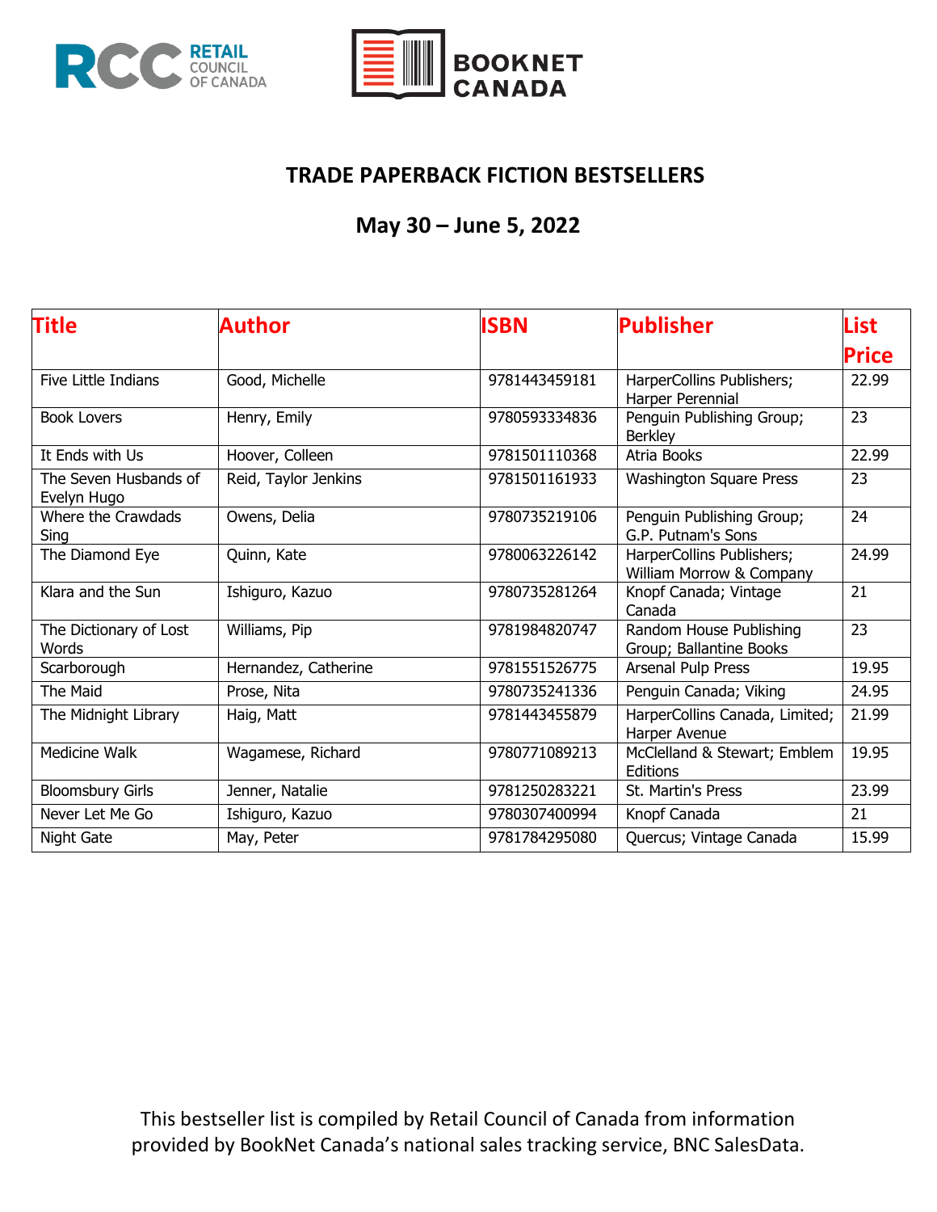# TRADE PAPERBACK FICTION BESTSELLERS

## May 30 – June 5, 2022

| Title | Author | ISBN | Publisher | List Price |
|---|---|---|---|---|
| Five Little Indians | Good, Michelle | 9781443459181 | HarperCollins Publishers; Harper Perennial | 22.99 |
| Book Lovers | Henry, Emily | 9780593334836 | Penguin Publishing Group; Berkley | 23 |
| It Ends with Us | Hoover, Colleen | 9781501110368 | Atria Books | 22.99 |
| The Seven Husbands of Evelyn Hugo | Reid, Taylor Jenkins | 9781501161933 | Washington Square Press | 23 |
| Where the Crawdads Sing | Owens, Delia | 9780735219106 | Penguin Publishing Group; G.P. Putnam's Sons | 24 |
| The Diamond Eye | Quinn, Kate | 9780063226142 | HarperCollins Publishers; William Morrow & Company | 24.99 |
| Klara and the Sun | Ishiguro, Kazuo | 9780735281264 | Knopf Canada; Vintage Canada | 21 |
| The Dictionary of Lost Words | Williams, Pip | 9781984820747 | Random House Publishing Group; Ballantine Books | 23 |
| Scarborough | Hernandez, Catherine | 9781551526775 | Arsenal Pulp Press | 19.95 |
| The Maid | Prose, Nita | 9780735241336 | Penguin Canada; Viking | 24.95 |
| The Midnight Library | Haig, Matt | 9781443455879 | HarperCollins Canada, Limited; Harper Avenue | 21.99 |
| Medicine Walk | Wagamese, Richard | 9780771089213 | McClelland & Stewart; Emblem Editions | 19.95 |
| Bloomsbury Girls | Jenner, Natalie | 9781250283221 | St. Martin's Press | 23.99 |
| Never Let Me Go | Ishiguro, Kazuo | 9780307400994 | Knopf Canada | 21 |
| Night Gate | May, Peter | 9781784295080 | Quercus; Vintage Canada | 15.99 |

This bestseller list is compiled by Retail Council of Canada from information provided by BookNet Canada's national sales tracking service, BNC SalesData.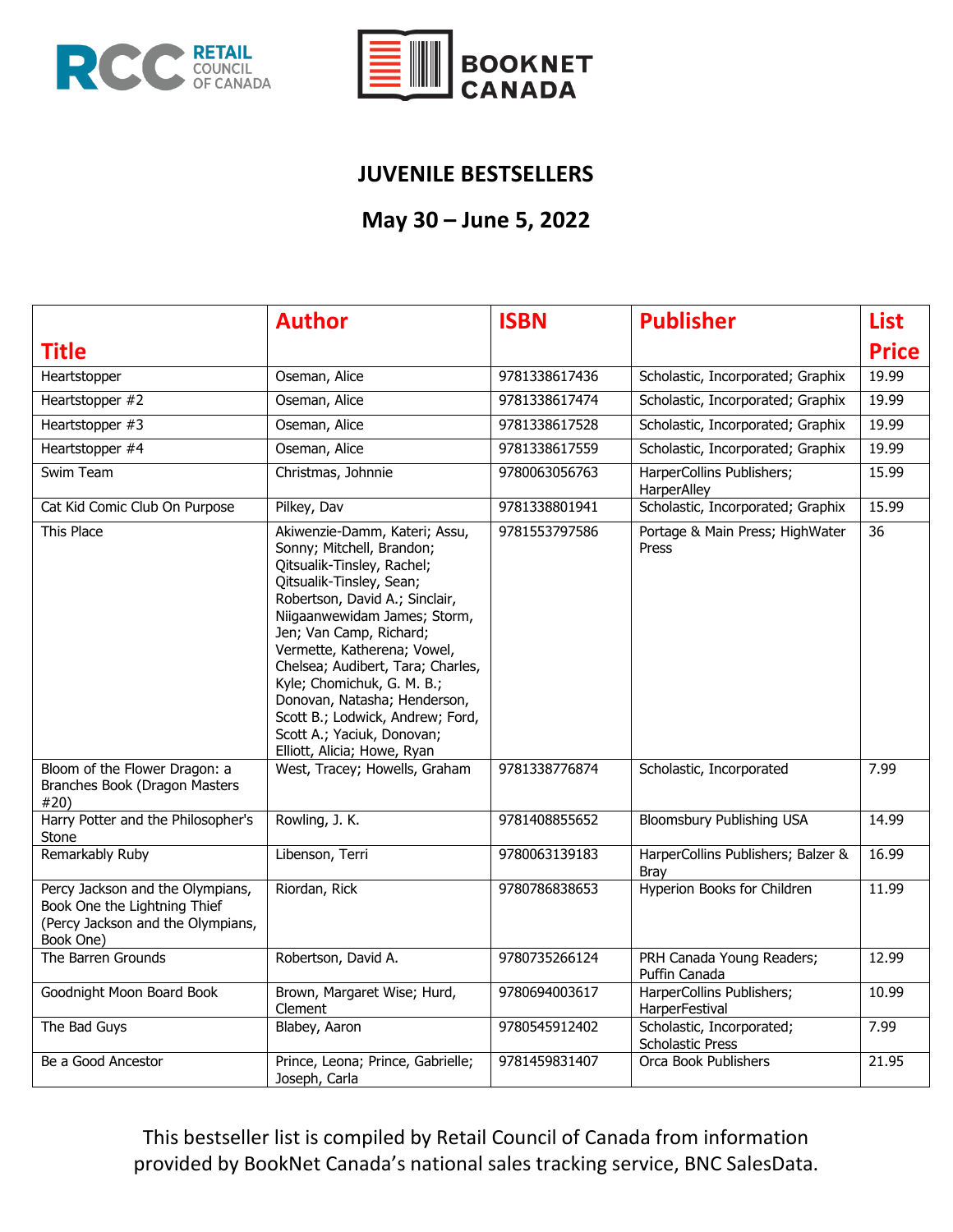# JUVENILE BESTSELLERS

## May 30 – June 5, 2022

| Title | Author | ISBN | Publisher | List Price |
|---|---|---|---|---|
| Heartstopper | Oseman, Alice | 9781338617436 | Scholastic, Incorporated; Graphix | 19.99 |
| Heartstopper #2 | Oseman, Alice | 9781338617474 | Scholastic, Incorporated; Graphix | 19.99 |
| Heartstopper #3 | Oseman, Alice | 9781338617528 | Scholastic, Incorporated; Graphix | 19.99 |
| Heartstopper #4 | Oseman, Alice | 9781338617559 | Scholastic, Incorporated; Graphix | 19.99 |
| Swim Team | Christmas, Johnnie | 9780063056763 | HarperCollins Publishers; HarperAlley | 15.99 |
| Cat Kid Comic Club On Purpose | Pilkey, Dav | 9781338801941 | Scholastic, Incorporated; Graphix | 15.99 |
| This Place | Akiwenzie-Damm, Kateri; Assu, Sonny; Mitchell, Brandon; Qitsualik-Tinsley, Rachel; Qitsualik-Tinsley, Sean; Robertson, David A.; Sinclair, Niigaanwewidam James; Storm, Jen; Van Camp, Richard; Vermette, Katherena; Vowel, Chelsea; Audibert, Tara; Charles, Kyle; Chomichuk, G. M. B.; Donovan, Natasha; Henderson, Scott B.; Lodwick, Andrew; Ford, Scott A.; Yaciuk, Donovan; Elliott, Alicia; Howe, Ryan | 9781553797586 | Portage & Main Press; HighWater Press | 36 |
| Bloom of the Flower Dragon: a Branches Book (Dragon Masters #20) | West, Tracey; Howells, Graham | 9781338776874 | Scholastic, Incorporated | 7.99 |
| Harry Potter and the Philosopher's Stone | Rowling, J. K. | 9781408855652 | Bloomsbury Publishing USA | 14.99 |
| Remarkably Ruby | Libenson, Terri | 9780063139183 | HarperCollins Publishers; Balzer & Bray | 16.99 |
| Percy Jackson and the Olympians, Book One the Lightning Thief (Percy Jackson and the Olympians, Book One) | Riordan, Rick | 9780786838653 | Hyperion Books for Children | 11.99 |
| The Barren Grounds | Robertson, David A. | 9780735266124 | PRH Canada Young Readers; Puffin Canada | 12.99 |
| Goodnight Moon Board Book | Brown, Margaret Wise; Hurd, Clement | 9780694003617 | HarperCollins Publishers; HarperFestival | 10.99 |
| The Bad Guys | Blabey, Aaron | 9780545912402 | Scholastic, Incorporated; Scholastic Press | 7.99 |
| Be a Good Ancestor | Prince, Leona; Prince, Gabrielle; Joseph, Carla | 9781459831407 | Orca Book Publishers | 21.95 |

This bestseller list is compiled by Retail Council of Canada from information provided by BookNet Canada's national sales tracking service, BNC SalesData.